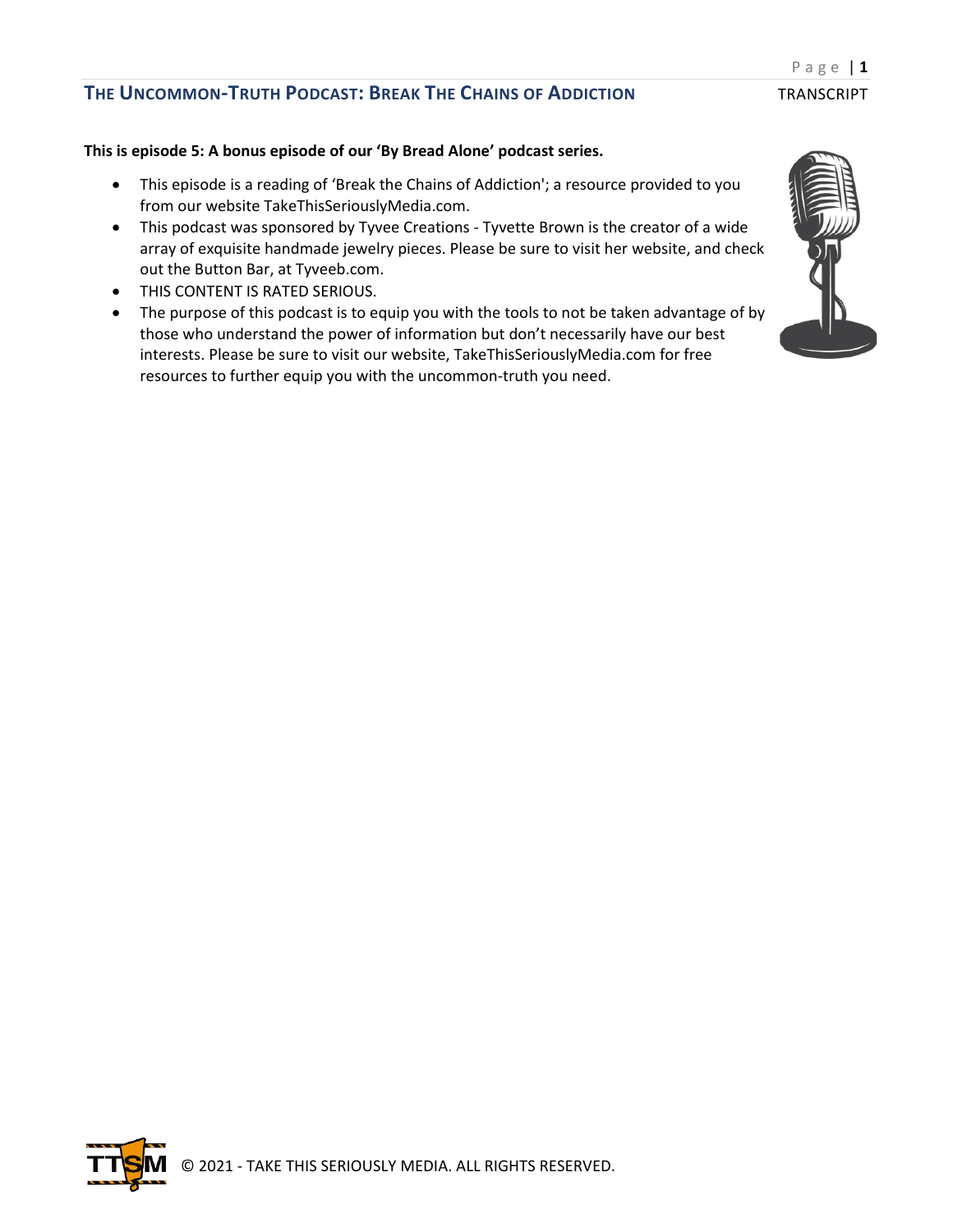**This is episode 5: A bonus episode of our 'By Bread Alone' podcast series.**

- This episode is a reading of 'Break the Chains of Addiction'; a resource provided to you from our website TakeThisSeriouslyMedia.com.
- This podcast was sponsored by Tyvee Creations - Tyvette Brown is the creator of a wide array of exquisite handmade jewelry pieces. Please be sure to visit her website, and check out the Button Bar, at Tyveeb.com.
- THIS CONTENT IS RATED SERIOUS.
- The purpose of this podcast is to equip you with the tools to not be taken advantage of by those who understand the power of information but don't necessarily have our best interests. Please be sure to visit our website, TakeThisSeriouslyMedia.com for free resources to further equip you with the uncommon-truth you need.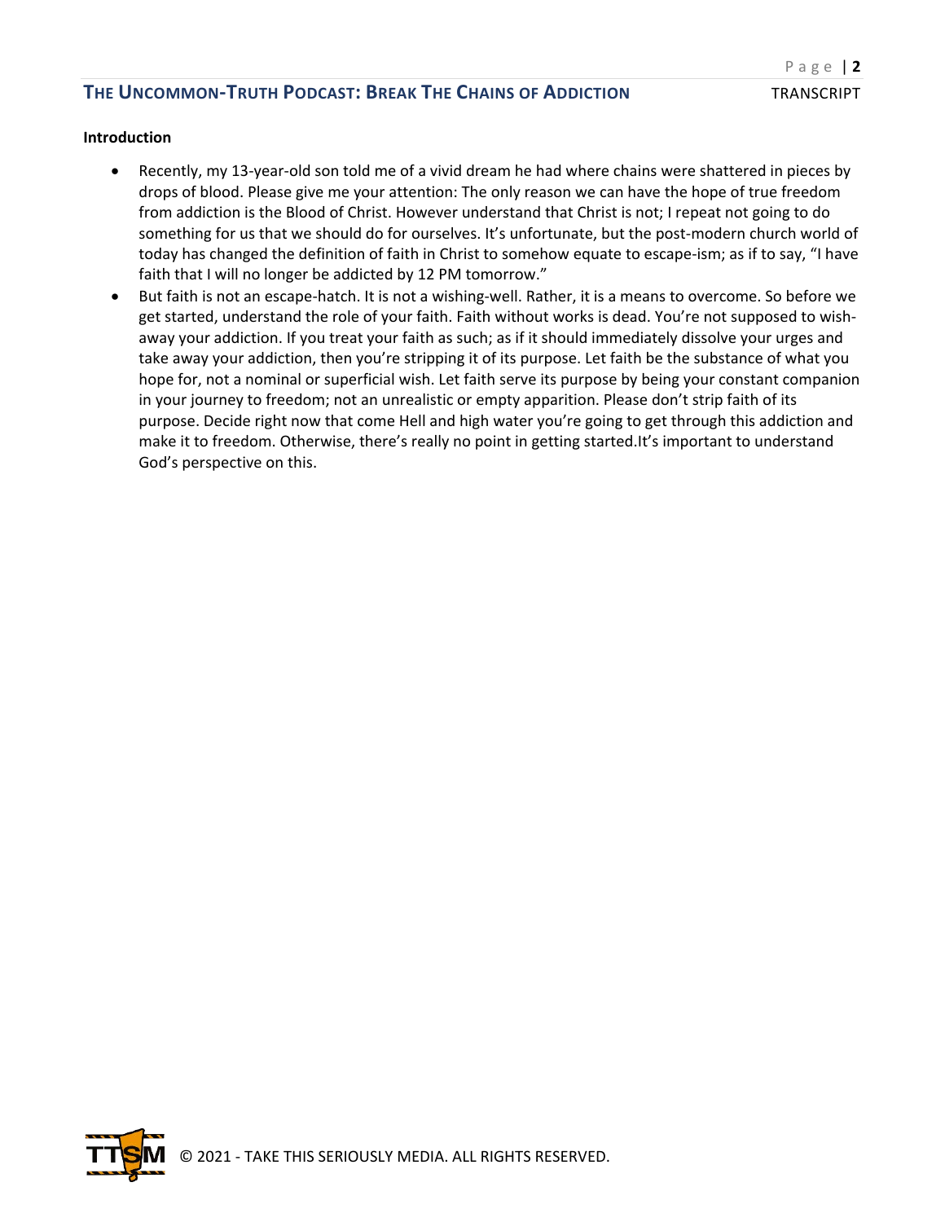**Introduction**

- Recently, my 13-year-old son told me of a vivid dream he had where chains were shattered in pieces by drops of blood. Please give me your attention: The only reason we can have the hope of true freedom from addiction is the Blood of Christ. However understand that Christ is not; I repeat not going to do something for us that we should do for ourselves. It's unfortunate, but the post-modern church world of today has changed the definition of faith in Christ to somehow equate to escape-ism; as if to say, "I have faith that I will no longer be addicted by 12 PM tomorrow."
- But faith is not an escape-hatch. It is not a wishing-well. Rather, it is a means to overcome. So before we get started, understand the role of your faith. Faith without works is dead. You're not supposed to wish-away your addiction. If you treat your faith as such; as if it should immediately dissolve your urges and take away your addiction, then you're stripping it of its purpose. Let faith be the substance of what you hope for, not a nominal or superficial wish. Let faith serve its purpose by being your constant companion in your journey to freedom; not an unrealistic or empty apparition. Please don't strip faith of its purpose. Decide right now that come Hell and high water you're going to get through this addiction and make it to freedom. Otherwise, there's really no point in getting started.It's important to understand God's perspective on this.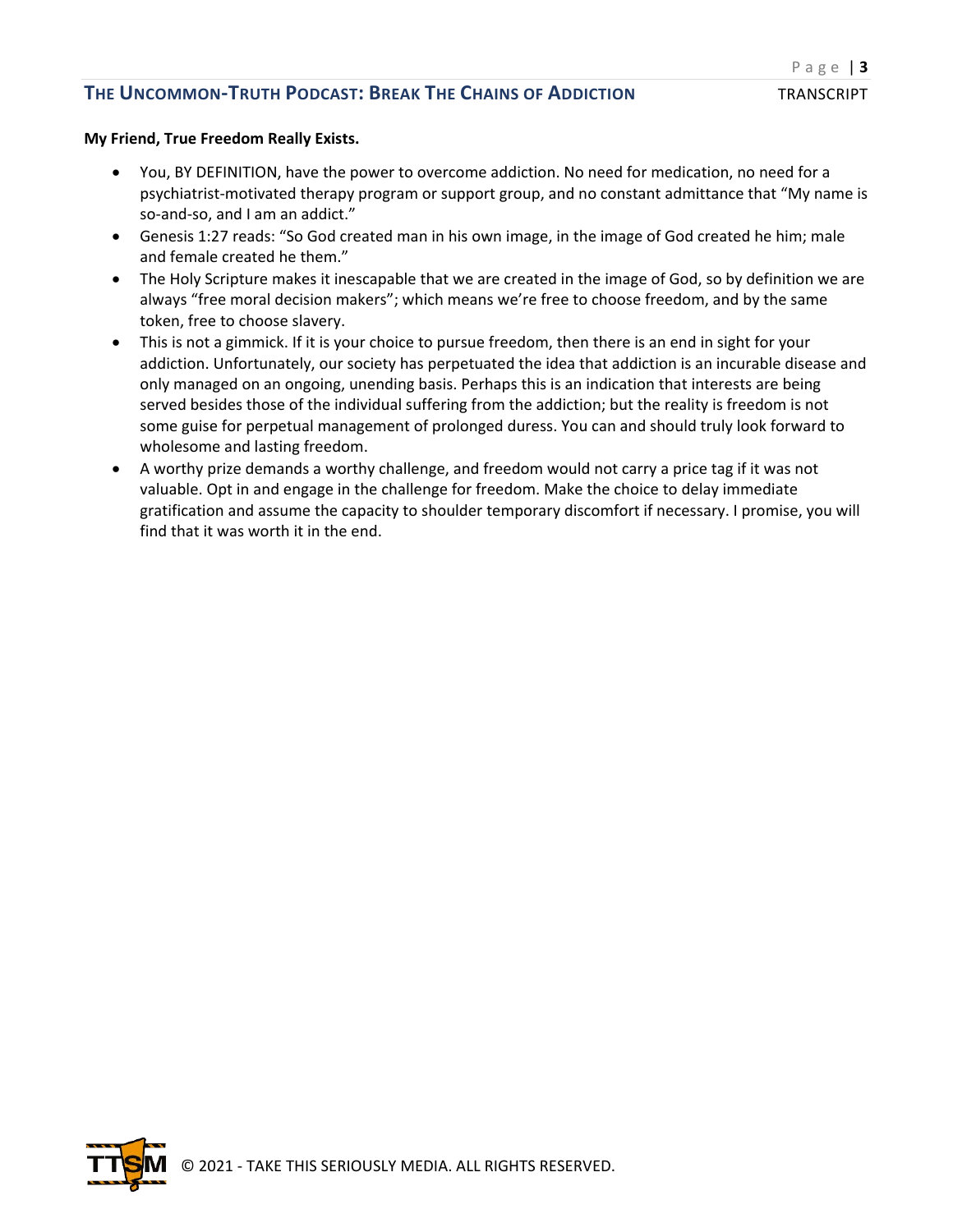**My Friend, True Freedom Really Exists.**

- You, BY DEFINITION, have the power to overcome addiction. No need for medication, no need for a psychiatrist-motivated therapy program or support group, and no constant admittance that "My name is so-and-so, and I am an addict."
- Genesis 1:27 reads: "So God created man in his own image, in the image of God created he him; male and female created he them."
- The Holy Scripture makes it inescapable that we are created in the image of God, so by definition we are always "free moral decision makers"; which means we're free to choose freedom, and by the same token, free to choose slavery.
- This is not a gimmick. If it is your choice to pursue freedom, then there is an end in sight for your addiction. Unfortunately, our society has perpetuated the idea that addiction is an incurable disease and only managed on an ongoing, unending basis. Perhaps this is an indication that interests are being served besides those of the individual suffering from the addiction; but the reality is freedom is not some guise for perpetual management of prolonged duress. You can and should truly look forward to wholesome and lasting freedom.
- A worthy prize demands a worthy challenge, and freedom would not carry a price tag if it was not valuable. Opt in and engage in the challenge for freedom. Make the choice to delay immediate gratification and assume the capacity to shoulder temporary discomfort if necessary. I promise, you will find that it was worth it in the end.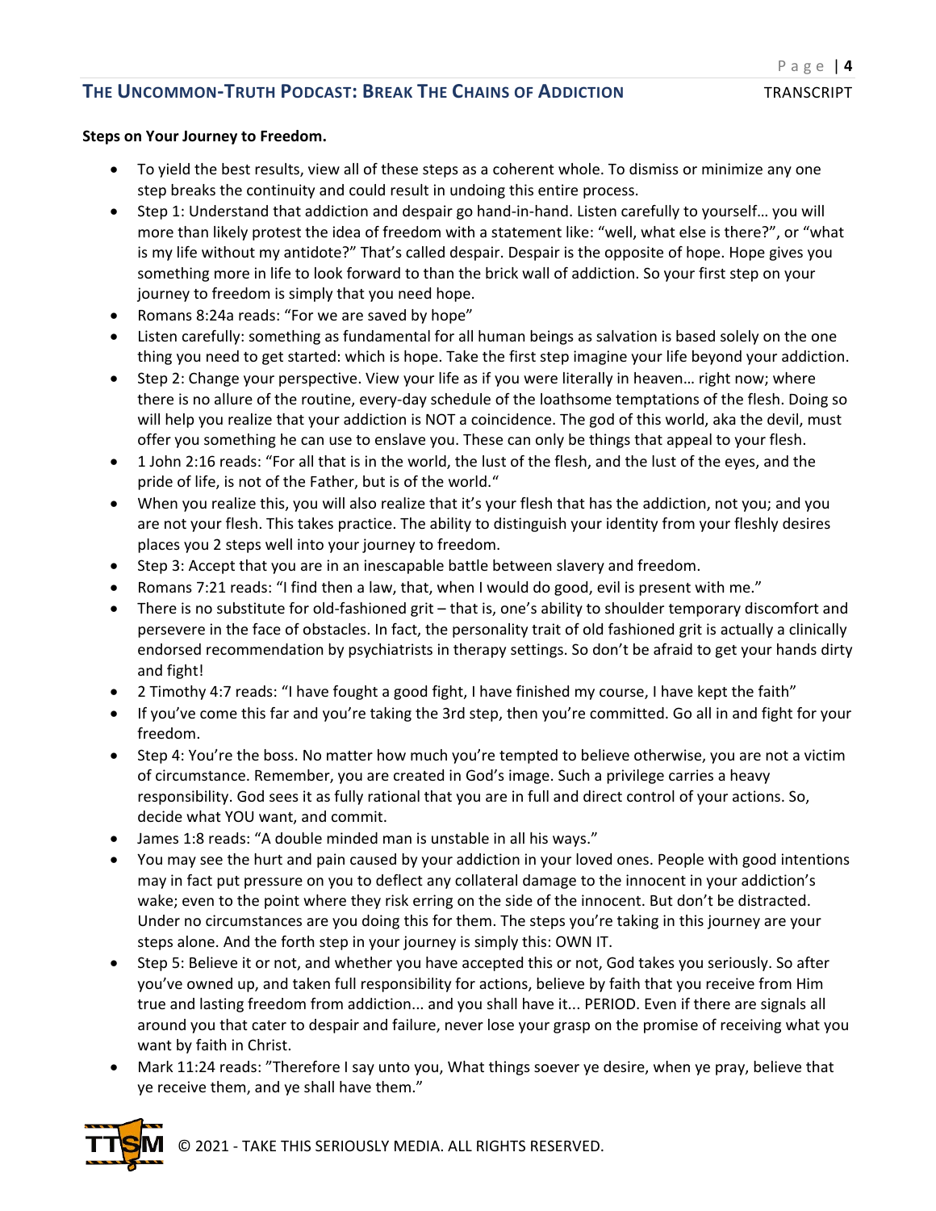**Steps on Your Journey to Freedom.**

- To yield the best results, view all of these steps as a coherent whole. To dismiss or minimize any one step breaks the continuity and could result in undoing this entire process.
- Step 1: Understand that addiction and despair go hand-in-hand. Listen carefully to yourself… you will more than likely protest the idea of freedom with a statement like: "well, what else is there?", or "what is my life without my antidote?" That's called despair. Despair is the opposite of hope. Hope gives you something more in life to look forward to than the brick wall of addiction. So your first step on your journey to freedom is simply that you need hope.
- Romans 8:24a reads: "For we are saved by hope"
- Listen carefully: something as fundamental for all human beings as salvation is based solely on the one thing you need to get started: which is hope. Take the first step imagine your life beyond your addiction.
- Step 2: Change your perspective. View your life as if you were literally in heaven… right now; where there is no allure of the routine, every-day schedule of the loathsome temptations of the flesh. Doing so will help you realize that your addiction is NOT a coincidence. The god of this world, aka the devil, must offer you something he can use to enslave you. These can only be things that appeal to your flesh.
- 1 John 2:16 reads: "For all that is in the world, the lust of the flesh, and the lust of the eyes, and the pride of life, is not of the Father, but is of the world."
- When you realize this, you will also realize that it's your flesh that has the addiction, not you; and you are not your flesh. This takes practice. The ability to distinguish your identity from your fleshly desires places you 2 steps well into your journey to freedom.
- Step 3: Accept that you are in an inescapable battle between slavery and freedom.
- Romans 7:21 reads: "I find then a law, that, when I would do good, evil is present with me."
- There is no substitute for old-fashioned grit – that is, one's ability to shoulder temporary discomfort and persevere in the face of obstacles. In fact, the personality trait of old fashioned grit is actually a clinically endorsed recommendation by psychiatrists in therapy settings. So don't be afraid to get your hands dirty and fight!
- 2 Timothy 4:7 reads: "I have fought a good fight, I have finished my course, I have kept the faith"
- If you've come this far and you're taking the 3rd step, then you're committed. Go all in and fight for your freedom.
- Step 4: You're the boss. No matter how much you're tempted to believe otherwise, you are not a victim of circumstance. Remember, you are created in God's image. Such a privilege carries a heavy responsibility. God sees it as fully rational that you are in full and direct control of your actions. So, decide what YOU want, and commit.
- James 1:8 reads: "A double minded man is unstable in all his ways."
- You may see the hurt and pain caused by your addiction in your loved ones. People with good intentions may in fact put pressure on you to deflect any collateral damage to the innocent in your addiction's wake; even to the point where they risk erring on the side of the innocent. But don't be distracted. Under no circumstances are you doing this for them. The steps you're taking in this journey are your steps alone. And the forth step in your journey is simply this: OWN IT.
- Step 5: Believe it or not, and whether you have accepted this or not, God takes you seriously. So after you've owned up, and taken full responsibility for actions, believe by faith that you receive from Him true and lasting freedom from addiction... and you shall have it... PERIOD. Even if there are signals all around you that cater to despair and failure, never lose your grasp on the promise of receiving what you want by faith in Christ.
- Mark 11:24 reads: "Therefore I say unto you, What things soever ye desire, when ye pray, believe that ye receive them, and ye shall have them."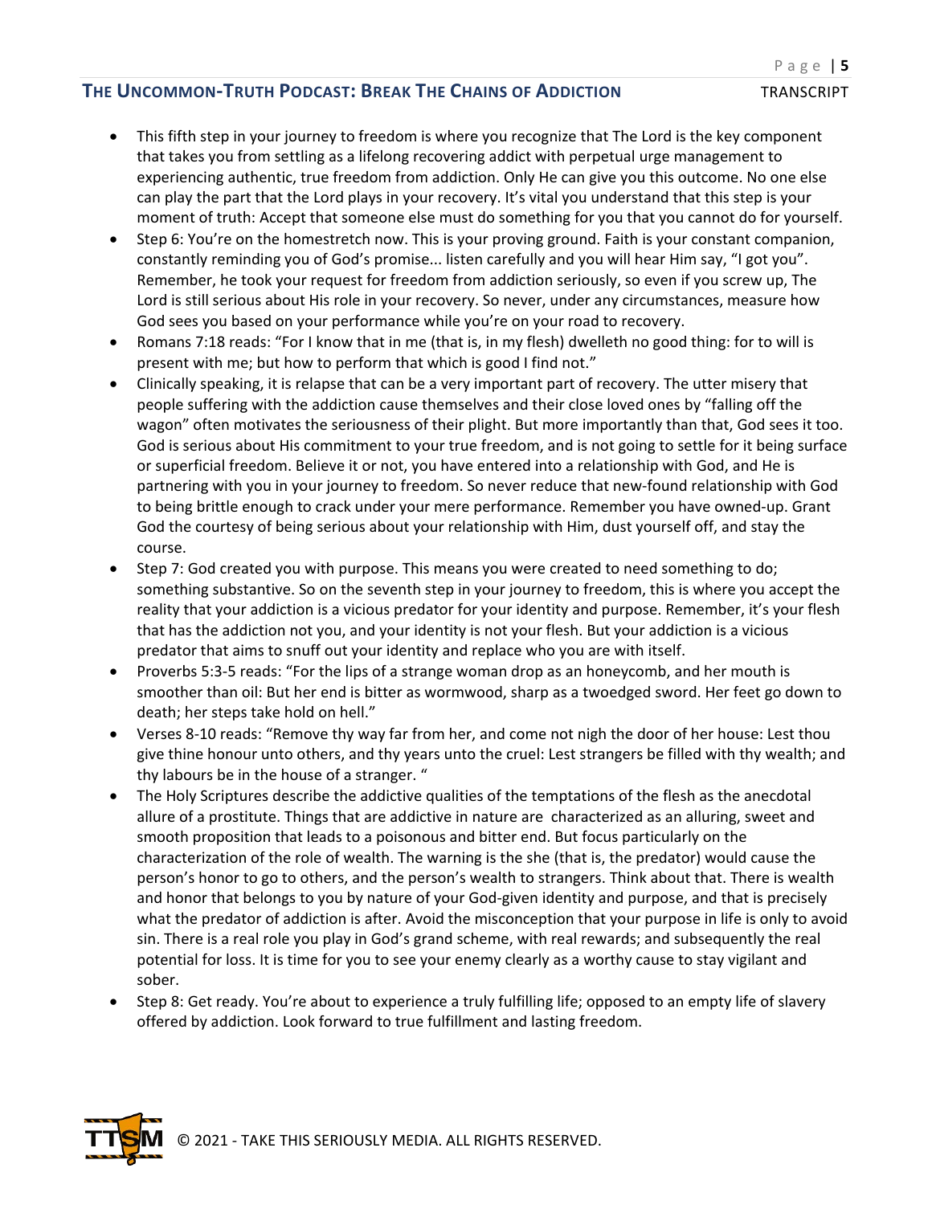- This fifth step in your journey to freedom is where you recognize that The Lord is the key component that takes you from settling as a lifelong recovering addict with perpetual urge management to experiencing authentic, true freedom from addiction. Only He can give you this outcome. No one else can play the part that the Lord plays in your recovery. It's vital you understand that this step is your moment of truth: Accept that someone else must do something for you that you cannot do for yourself.
- Step 6: You're on the homestretch now. This is your proving ground. Faith is your constant companion, constantly reminding you of God's promise... listen carefully and you will hear Him say, "I got you". Remember, he took your request for freedom from addiction seriously, so even if you screw up, The Lord is still serious about His role in your recovery. So never, under any circumstances, measure how God sees you based on your performance while you're on your road to recovery.
- Romans 7:18 reads: "For I know that in me (that is, in my flesh) dwelleth no good thing: for to will is present with me; but how to perform that which is good I find not."
- Clinically speaking, it is relapse that can be a very important part of recovery. The utter misery that people suffering with the addiction cause themselves and their close loved ones by "falling off the wagon" often motivates the seriousness of their plight. But more importantly than that, God sees it too. God is serious about His commitment to your true freedom, and is not going to settle for it being surface or superficial freedom. Believe it or not, you have entered into a relationship with God, and He is partnering with you in your journey to freedom. So never reduce that new-found relationship with God to being brittle enough to crack under your mere performance. Remember you have owned-up. Grant God the courtesy of being serious about your relationship with Him, dust yourself off, and stay the course.
- Step 7: God created you with purpose. This means you were created to need something to do; something substantive. So on the seventh step in your journey to freedom, this is where you accept the reality that your addiction is a vicious predator for your identity and purpose. Remember, it's your flesh that has the addiction not you, and your identity is not your flesh. But your addiction is a vicious predator that aims to snuff out your identity and replace who you are with itself.
- Proverbs 5:3-5 reads: "For the lips of a strange woman drop as an honeycomb, and her mouth is smoother than oil: But her end is bitter as wormwood, sharp as a twoedged sword. Her feet go down to death; her steps take hold on hell."
- Verses 8-10 reads: "Remove thy way far from her, and come not nigh the door of her house: Lest thou give thine honour unto others, and thy years unto the cruel: Lest strangers be filled with thy wealth; and thy labours be in the house of a stranger. "
- The Holy Scriptures describe the addictive qualities of the temptations of the flesh as the anecdotal allure of a prostitute. Things that are addictive in nature are characterized as an alluring, sweet and smooth proposition that leads to a poisonous and bitter end. But focus particularly on the characterization of the role of wealth. The warning is the she (that is, the predator) would cause the person's honor to go to others, and the person's wealth to strangers. Think about that. There is wealth and honor that belongs to you by nature of your God-given identity and purpose, and that is precisely what the predator of addiction is after. Avoid the misconception that your purpose in life is only to avoid sin. There is a real role you play in God's grand scheme, with real rewards; and subsequently the real potential for loss. It is time for you to see your enemy clearly as a worthy cause to stay vigilant and sober.
- Step 8: Get ready. You're about to experience a truly fulfilling life; opposed to an empty life of slavery offered by addiction. Look forward to true fulfillment and lasting freedom.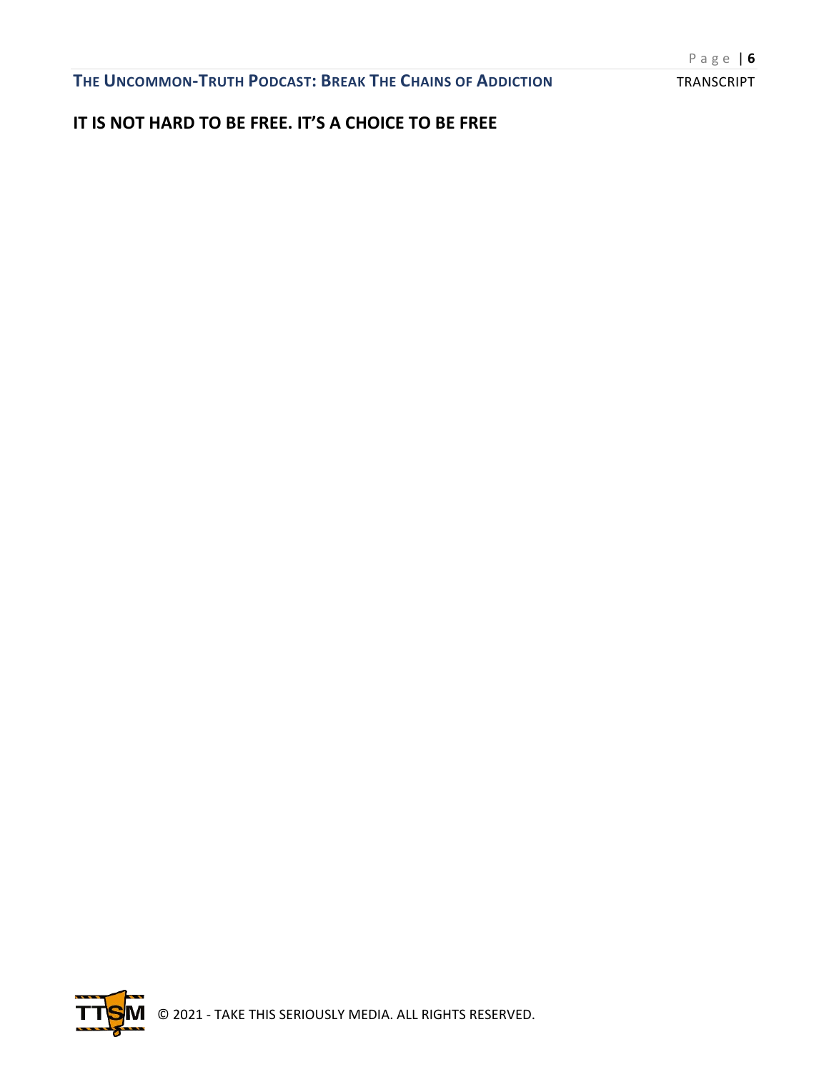**IT IS NOT HARD TO BE FREE. IT'S A CHOICE TO BE FREE**